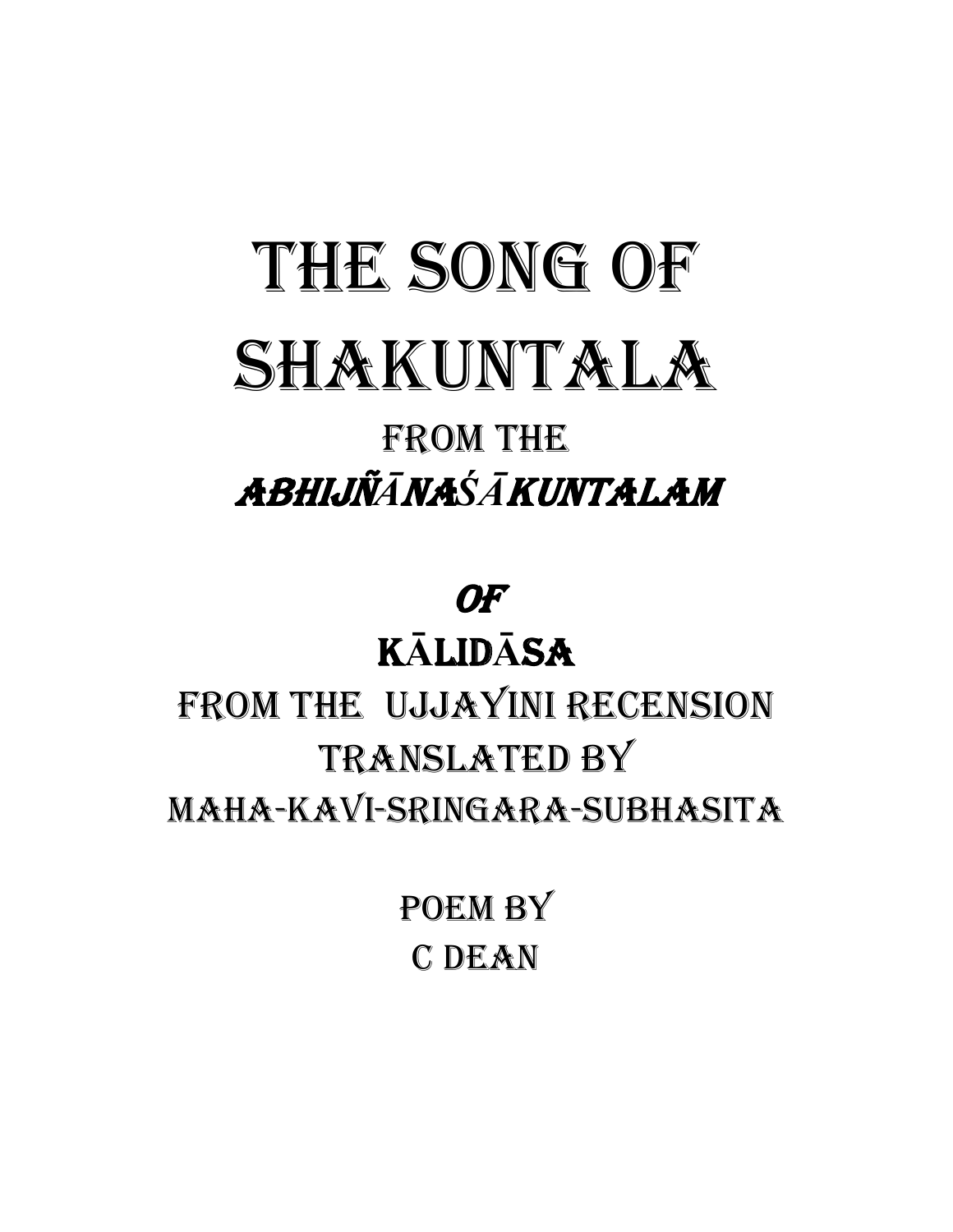# THE SONG OF SHAKUNTALA

## FROM THE *ABHIJÑĀNAŚĀKUNTALAM*

## *OF*

## KĀLIDĀSA

FROM THE UJJAYINI RECENSION

TRANSLATED BY

MAHA-KAVI-SRINGARA-SUBHASITA

POEM BY

C DEAN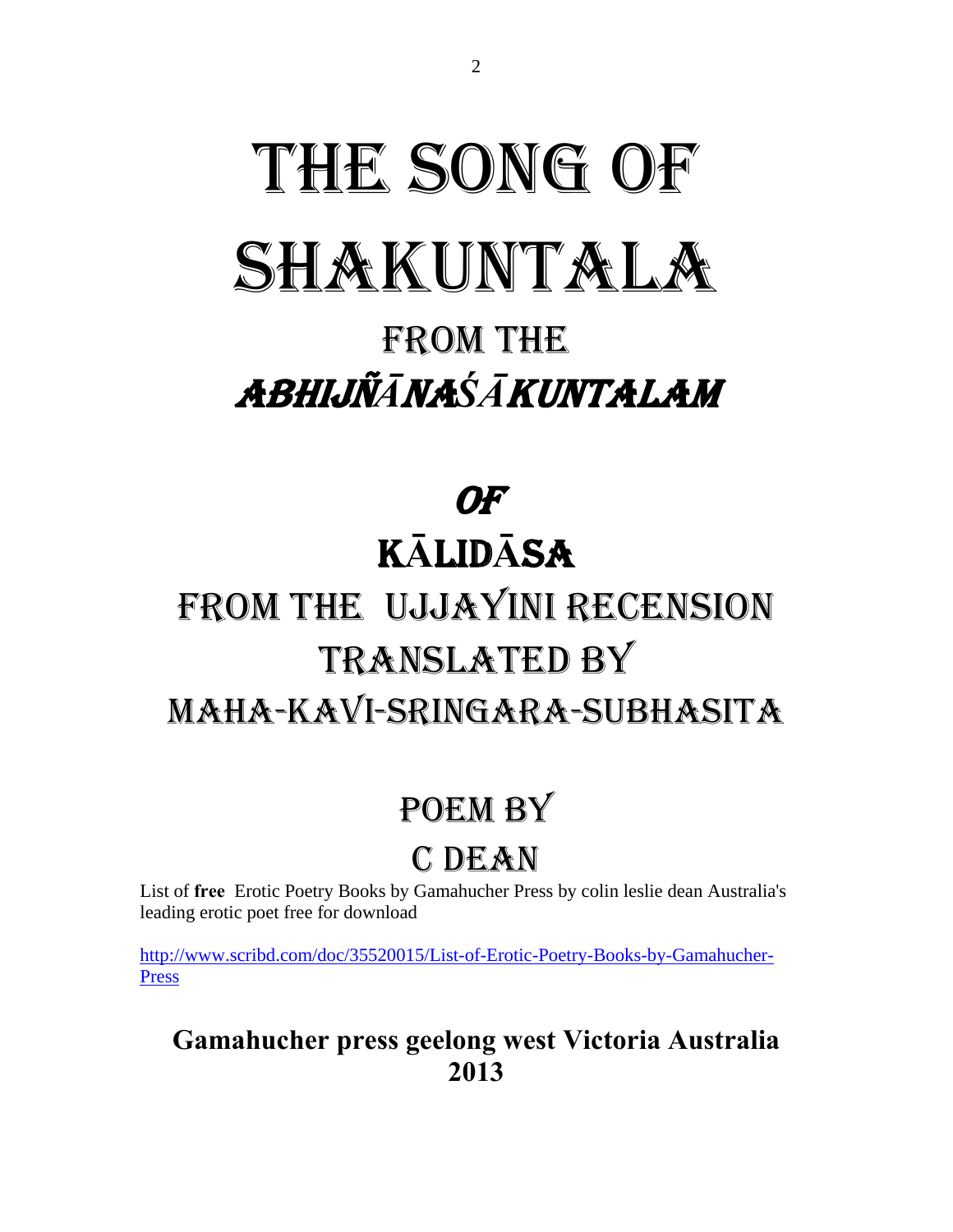# THE SONG OF SHAKUNTALA

## FROM THE *ABHIJÑĀNAŚĀKUNTALAM*

## *OF*

## KĀLIDĀSA

## FROM THE UJJAYINI RECENSION

## TRANSLATED BY

## MAHA-KAVI-SRINGARA-SUBHASITA

## POEM BY

## C DEAN

List of **free** Erotic Poetry Books by Gamahucher Press by colin leslie dean Australia's leading erotic poet free for download

http://www.scribd.com/doc/35520015/List-of-Erotic-Poetry-Books-by-Gamahucher-Press

**Gamahucher press geelong west Victoria Australia 2013**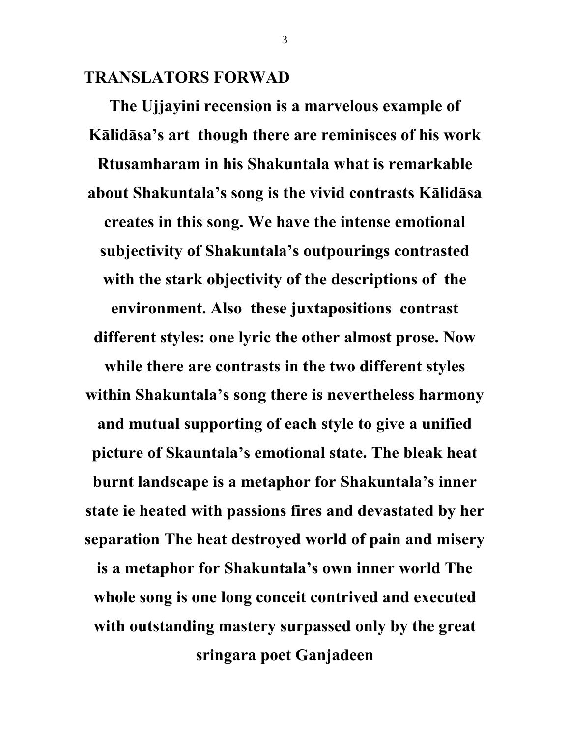## TRANSLATORS FORWAD

**The Ujjayini recension is a marvelous example of Kālidāsa's art though there are reminisces of his work Rtusamharam in his Shakuntala what is remarkable about Shakuntala's song is the vivid contrasts Kālidāsa creates in this song. We have the intense emotional subjectivity of Shakuntala's outpourings contrasted with the stark objectivity of the descriptions of the environment. Also these juxtapositions contrast different styles: one lyric the other almost prose. Now while there are contrasts in the two different styles within Shakuntala's song there is nevertheless harmony and mutual supporting of each style to give a unified picture of Skauntala's emotional state. The bleak heat burnt landscape is a metaphor for Shakuntala's inner state ie heated with passions fires and devastated by her separation The heat destroyed world of pain and misery is a metaphor for Shakuntala's own inner world The whole song is one long conceit contrived and executed with outstanding mastery surpassed only by the great sringara poet Ganjadeen**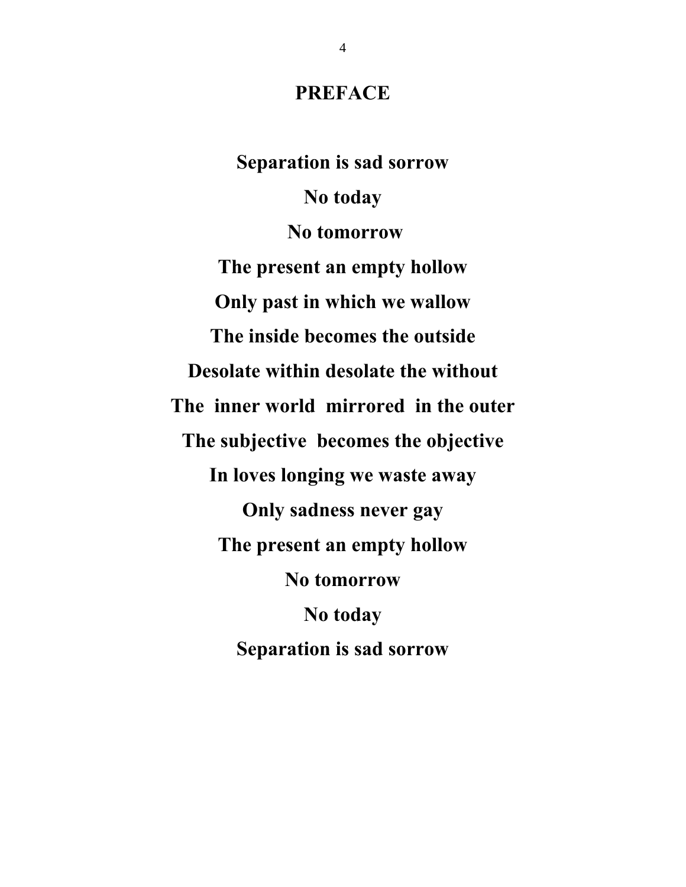# PREFACE

**Separation is sad sorrow**

**No today**

**No tomorrow**

**The present an empty hollow**

**Only past in which we wallow**

**The inside becomes the outside**

**Desolate within desolate the without**

**The inner world mirrored in the outer**

**The subjective becomes the objective**

**In loves longing we waste away**

**Only sadness never gay**

**The present an empty hollow**

**No tomorrow**

**No today**

**Separation is sad sorrow**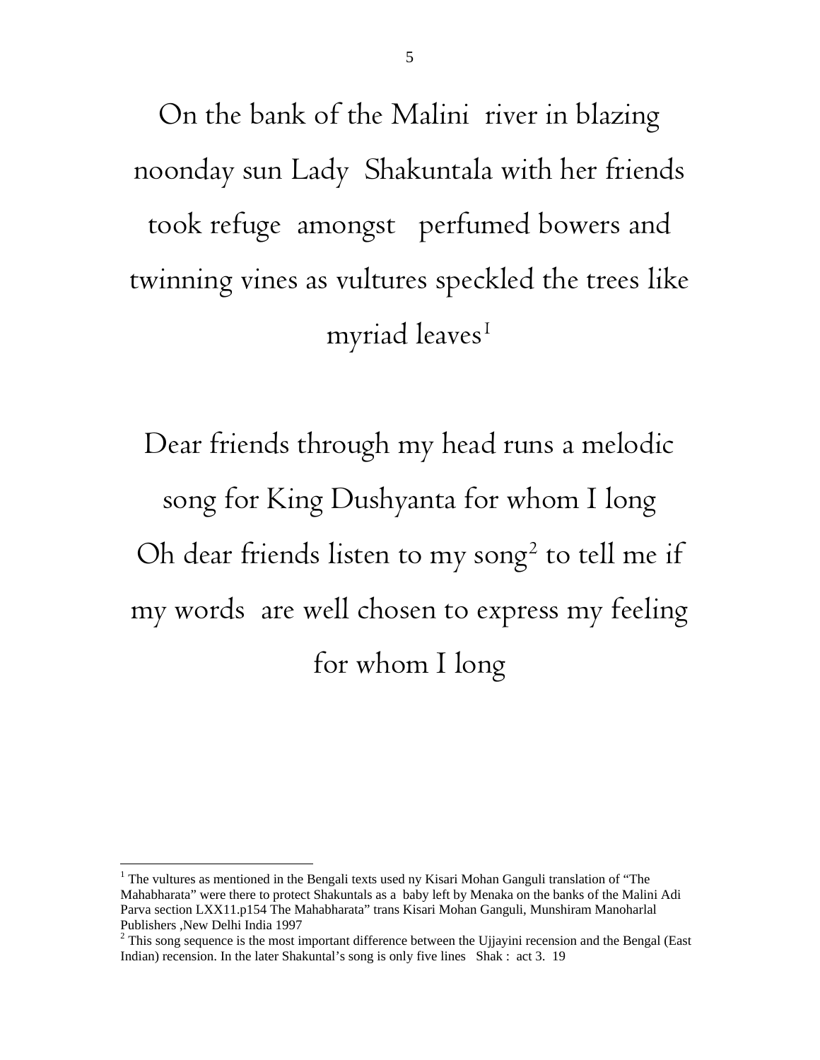On the bank of the Malini  river in blazing noonday sun Lady  Shakuntala with her friends took refuge  amongst   perfumed bowers and twinning vines as vultures speckled the trees like myriad leaves[1]

Dear friends through my head runs a melodic song for King Dushyanta for whom I long Oh dear friends listen to my song[2] to tell me if my words  are well chosen to express my feeling for whom I long

---

[1] The vultures as mentioned in the Bengali texts used ny Kisari Mohan Ganguli translation of "The Mahabharata" were there to protect Shakuntals as a  baby left by Menaka on the banks of the Malini Adi Parva section LXX11.p154 The Mahabharata" trans Kisari Mohan Ganguli, Munshiram Manoharlal Publishers ,New Delhi India 1997

[2] This song sequence is the most important difference between the Ujjayini recension and the Bengal (East Indian) recension. In the later Shakuntal's song is only five lines   Shak :  act 3.  19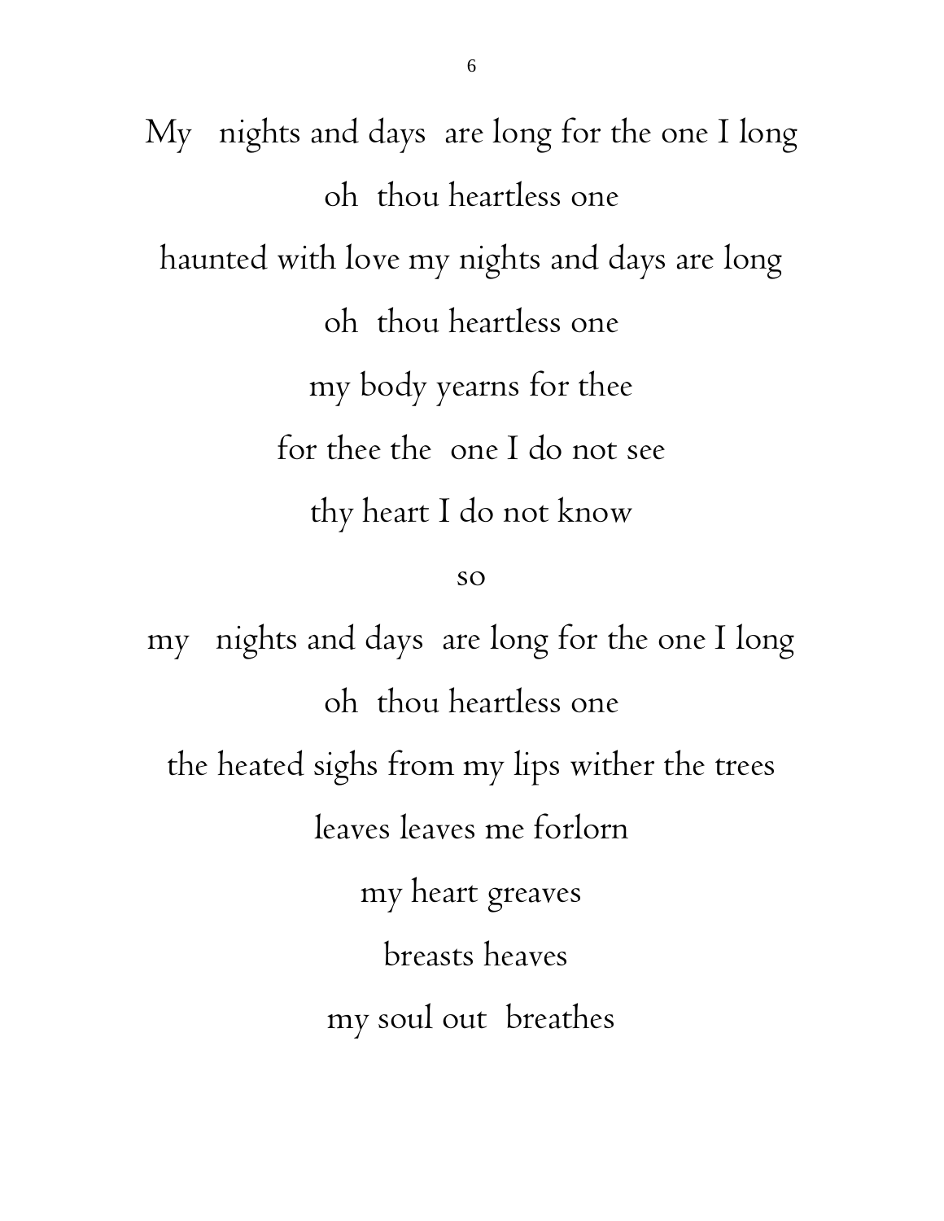My nights and days are long for the one I long

oh thou heartless one

haunted with love my nights and days are long

oh thou heartless one

my body yearns for thee

for thee the one I do not see

thy heart I do not know

so

my nights and days are long for the one I long

oh thou heartless one

the heated sighs from my lips wither the trees

leaves leaves me forlorn

my heart greaves

breasts heaves

my soul out breathes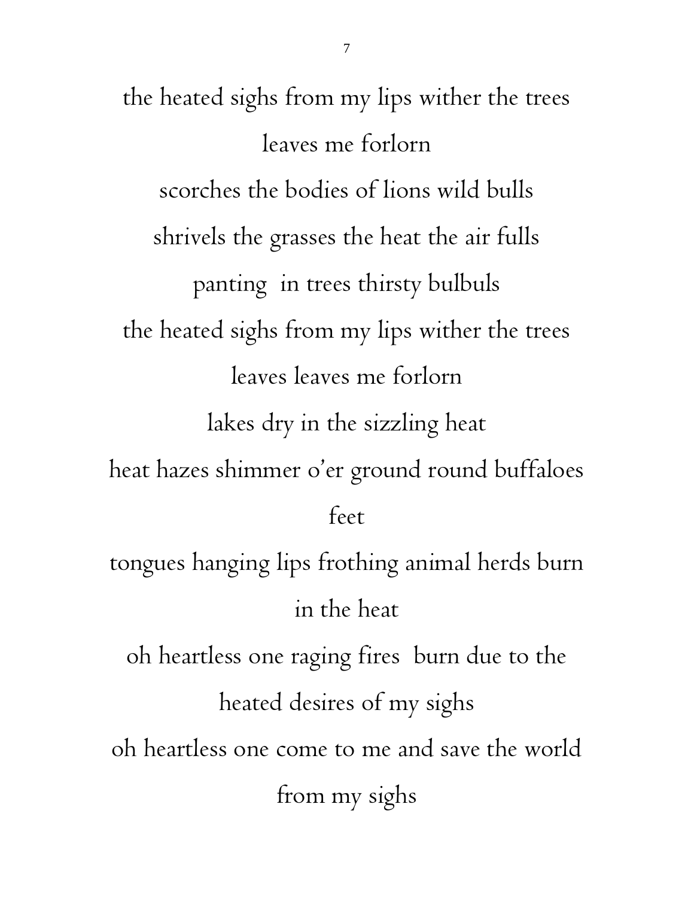the heated sighs from my lips wither the trees
leaves me forlorn
scorches the bodies of lions wild bulls
shrivels the grasses the heat the air fulls
panting in trees thirsty bulbuls
the heated sighs from my lips wither the trees
leaves leaves me forlorn
lakes dry in the sizzling heat
heat hazes shimmer o'er ground round buffaloes feet
tongues hanging lips frothing animal herds burn in the heat
oh heartless one raging fires burn due to the heated desires of my sighs
oh heartless one come to me and save the world from my sighs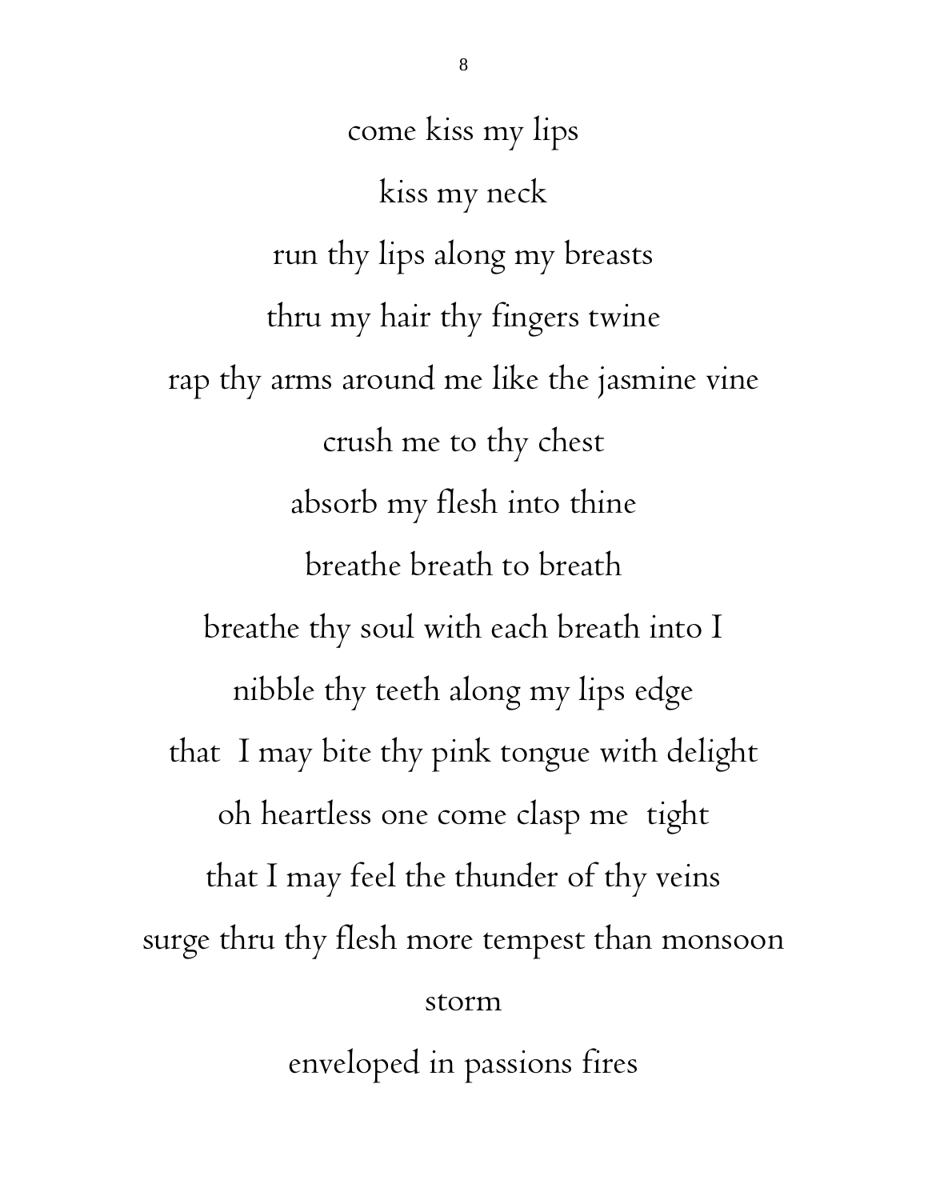come kiss my lips

kiss my neck

run thy lips along my breasts

thru my hair thy fingers twine

rap thy arms around me like the jasmine vine

crush me to thy chest

absorb my flesh into thine

breathe breath to breath

breathe thy soul with each breath into I

nibble thy teeth along my lips edge

that I may bite thy pink tongue with delight

oh heartless one come clasp me tight

that I may feel the thunder of thy veins

surge thru thy flesh more tempest than monsoon storm

enveloped in passions fires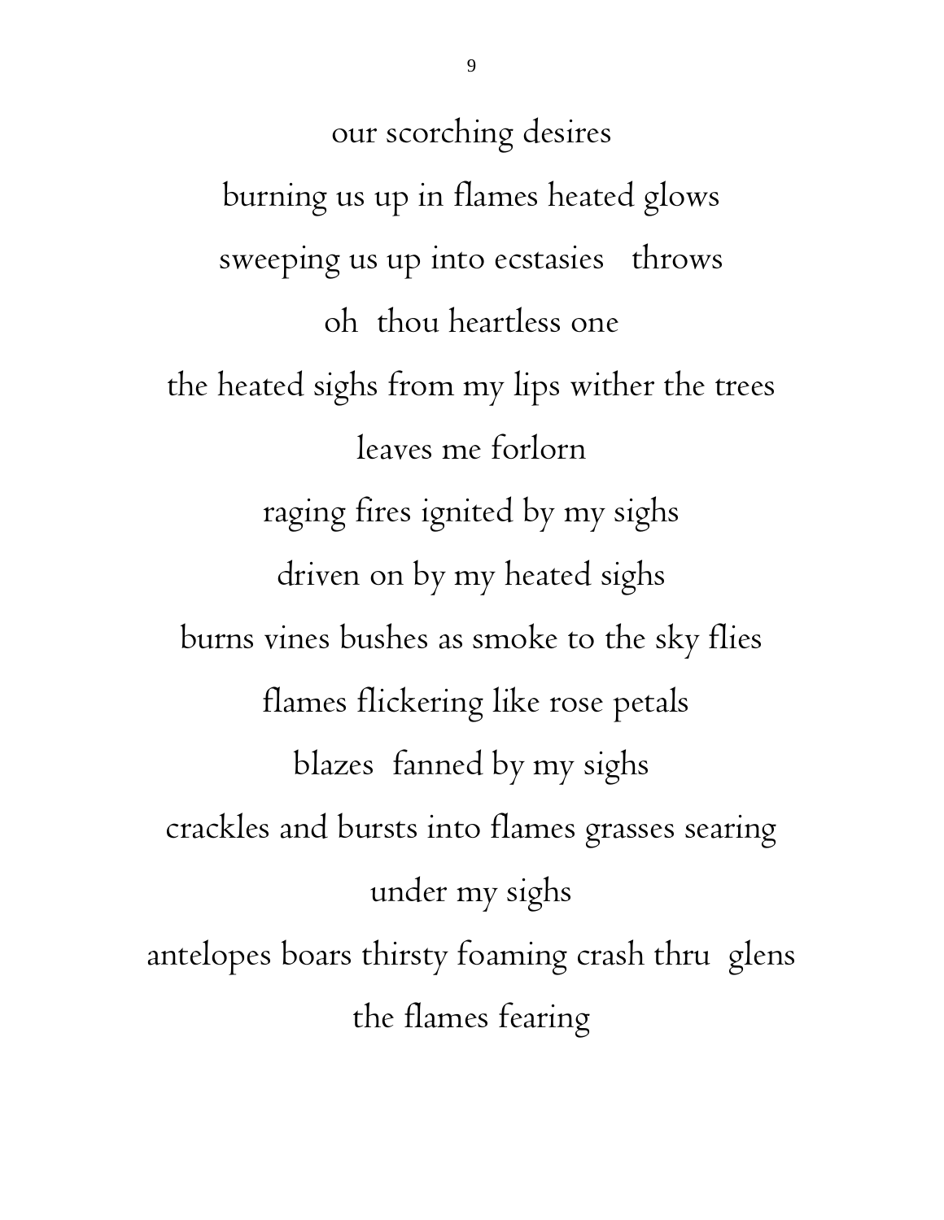our scorching desires

burning us up in flames heated glows

sweeping us up into ecstasies   throws

oh  thou heartless one

the heated sighs from my lips wither the trees

leaves me forlorn

raging fires ignited by my sighs

driven on by my heated sighs

burns vines bushes as smoke to the sky flies

flames flickering like rose petals

blazes  fanned by my sighs

crackles and bursts into flames grasses searing

under my sighs

antelopes boars thirsty foaming crash thru  glens

the flames fearing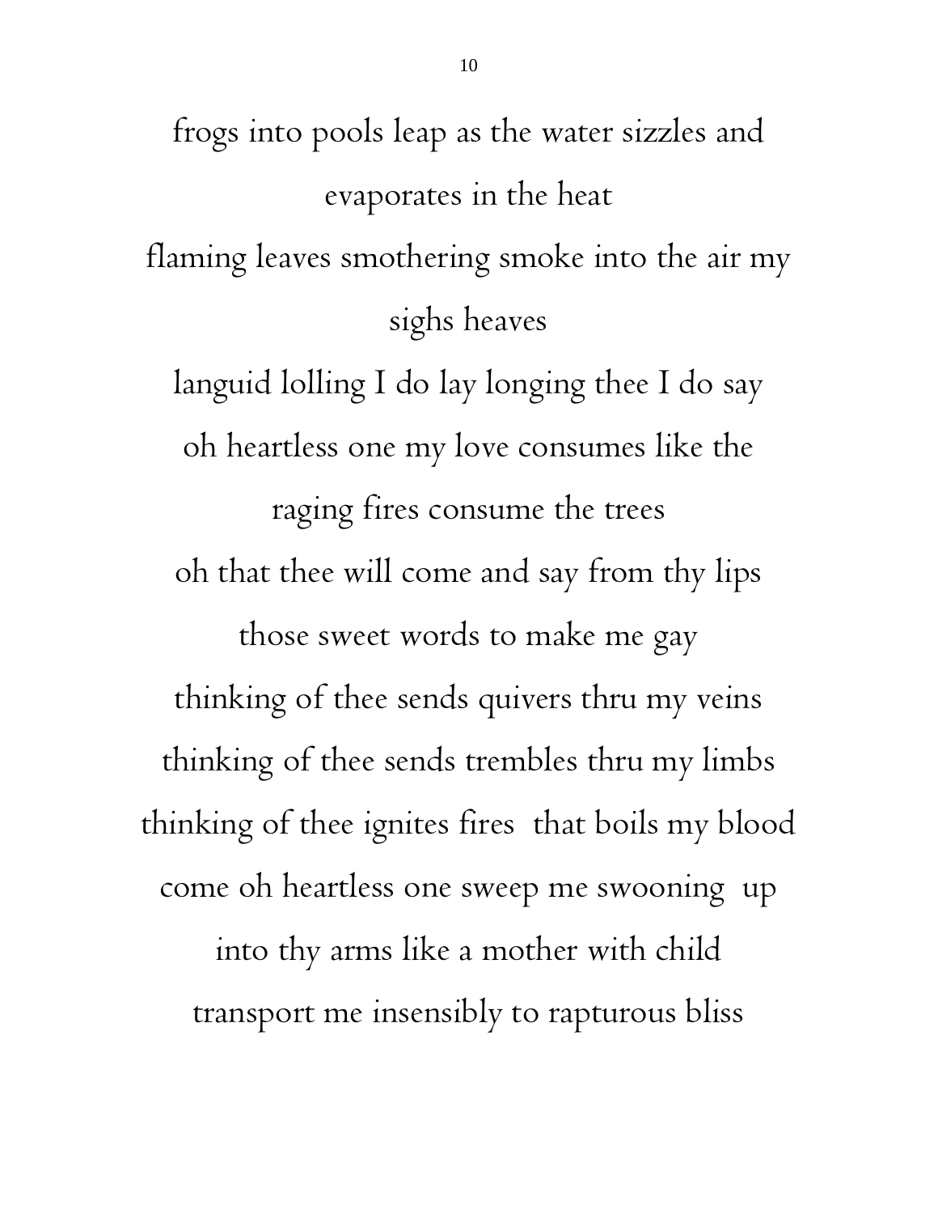frogs into pools leap as the water sizzles and evaporates in the heat

flaming leaves smothering smoke into the air my sighs heaves

languid lolling I do lay longing thee I do say

oh heartless one my love consumes like the raging fires consume the trees

oh that thee will come and say from thy lips

those sweet words to make me gay

thinking of thee sends quivers thru my veins

thinking of thee sends trembles thru my limbs

thinking of thee ignites fires that boils my blood

come oh heartless one sweep me swooning up into thy arms like a mother with child

transport me insensibly to rapturous bliss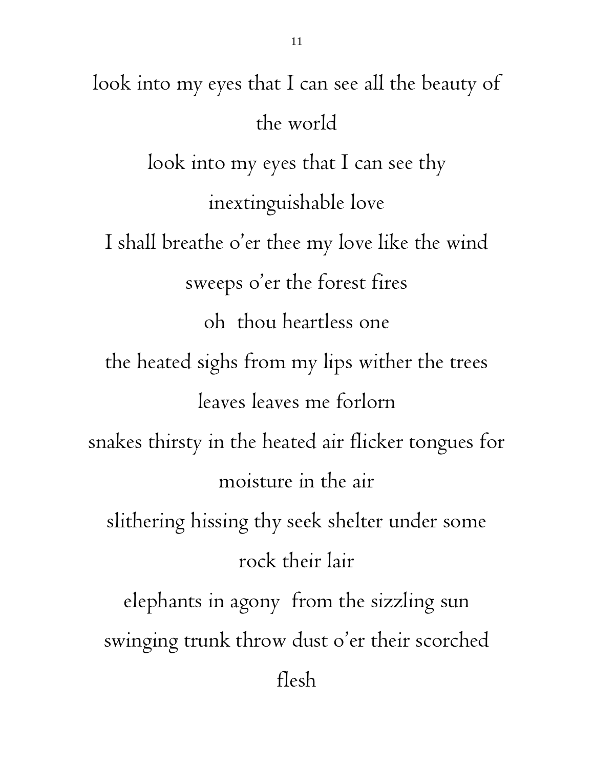look into my eyes that I can see all the beauty of the world

look into my eyes that I can see thy inextinguishable love

I shall breathe o'er thee my love like the wind sweeps o'er the forest fires

oh  thou heartless one

the heated sighs from my lips wither the trees leaves leaves me forlorn

snakes thirsty in the heated air flicker tongues for moisture in the air

slithering hissing thy seek shelter under some rock their lair

elephants in agony  from the sizzling sun

swinging trunk throw dust o'er their scorched flesh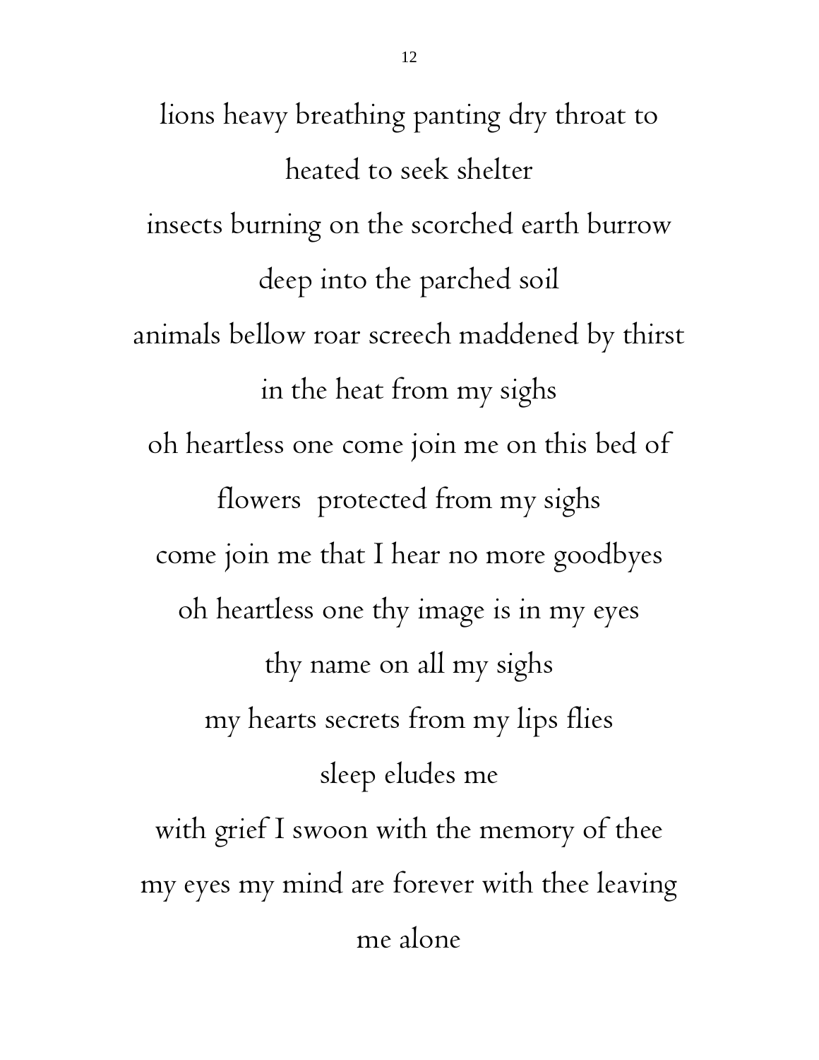lions heavy breathing panting dry throat to
heated to seek shelter
insects burning on the scorched earth burrow
deep into the parched soil
animals bellow roar screech maddened by thirst
in the heat from my sighs
oh heartless one come join me on this bed of
flowers protected from my sighs
come join me that I hear no more goodbyes
oh heartless one thy image is in my eyes
thy name on all my sighs
my hearts secrets from my lips flies
sleep eludes me
with grief I swoon with the memory of thee
my eyes my mind are forever with thee leaving
me alone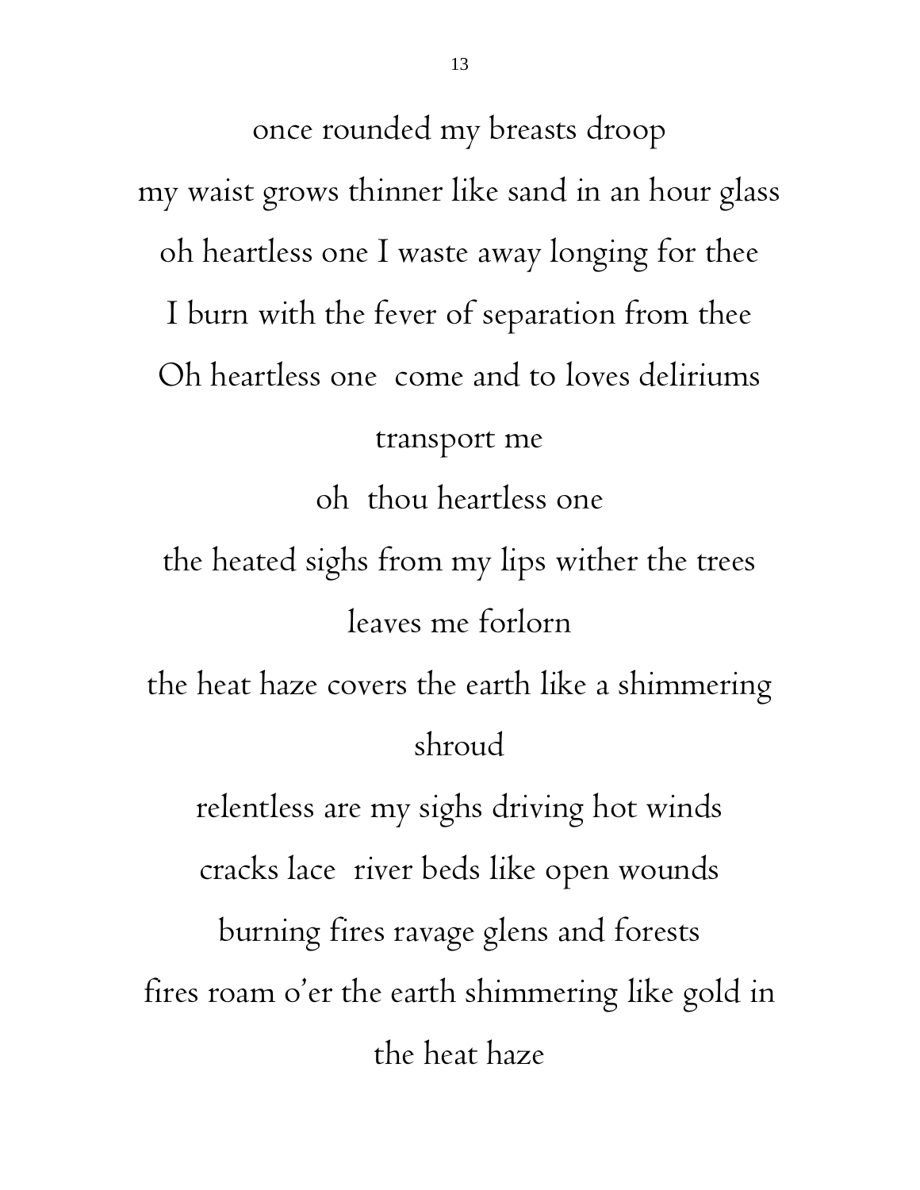once rounded my breasts droop
my waist grows thinner like sand in an hour glass
oh heartless one I waste away longing for thee
I burn with the fever of separation from thee
Oh heartless one  come and to loves deliriums transport me
oh  thou heartless one
the heated sighs from my lips wither the trees leaves me forlorn
the heat haze covers the earth like a shimmering shroud
relentless are my sighs driving hot winds
cracks lace  river beds like open wounds
burning fires ravage glens and forests
fires roam o'er the earth shimmering like gold in the heat haze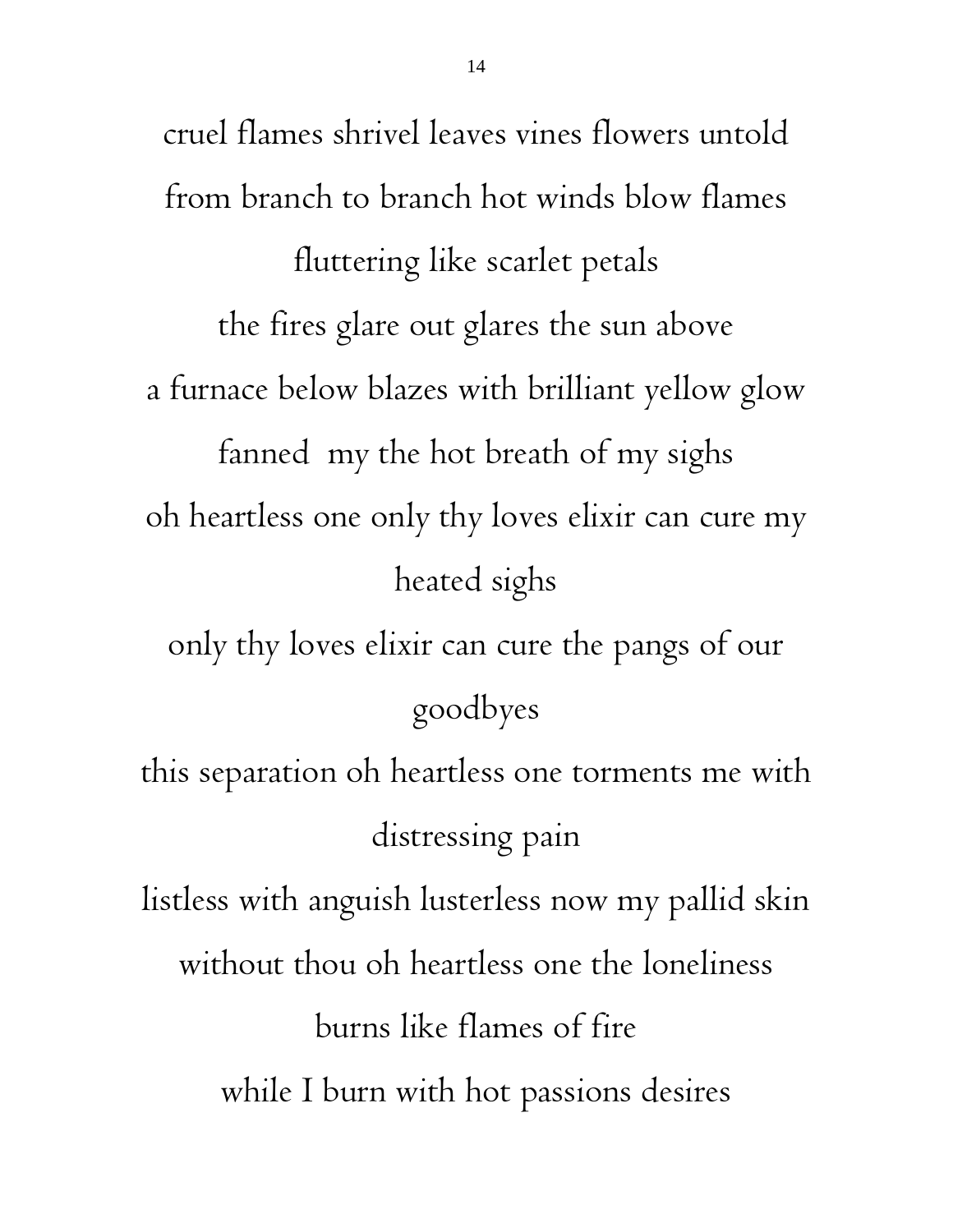cruel flames shrivel leaves vines flowers untold

from branch to branch hot winds blow flames

fluttering like scarlet petals

the fires glare out glares the sun above

a furnace below blazes with brilliant yellow glow

fanned  my the hot breath of my sighs

oh heartless one only thy loves elixir can cure my heated sighs

only thy loves elixir can cure the pangs of our goodbyes

this separation oh heartless one torments me with distressing pain

listless with anguish lusterless now my pallid skin

without thou oh heartless one the loneliness

burns like flames of fire

while I burn with hot passions desires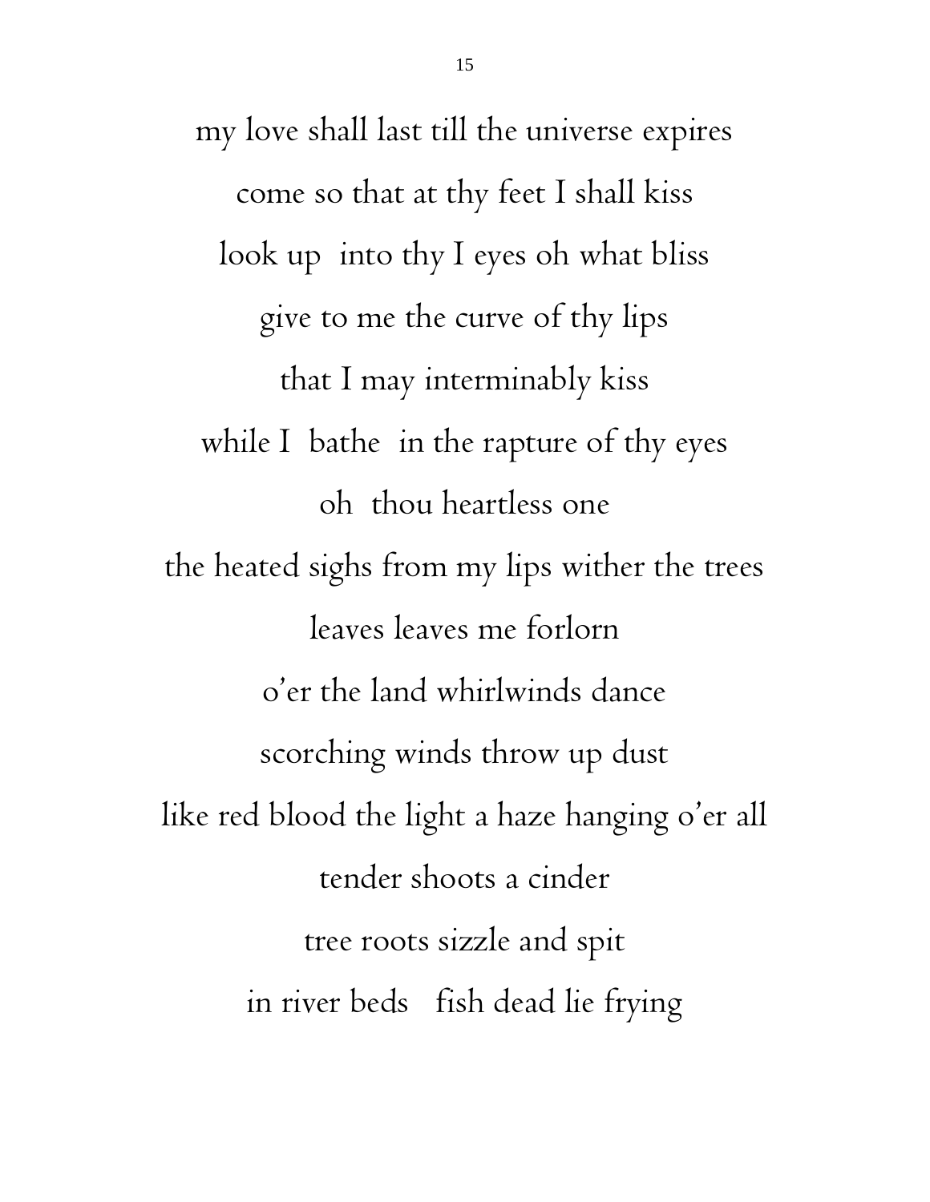my love shall last till the universe expires

come so that at thy feet I shall kiss

look up into thy I eyes oh what bliss

give to me the curve of thy lips

that I may interminably kiss

while I bathe in the rapture of thy eyes

oh thou heartless one

the heated sighs from my lips wither the trees

leaves leaves me forlorn

o'er the land whirlwinds dance

scorching winds throw up dust

like red blood the light a haze hanging o'er all

tender shoots a cinder

tree roots sizzle and spit

in river beds fish dead lie frying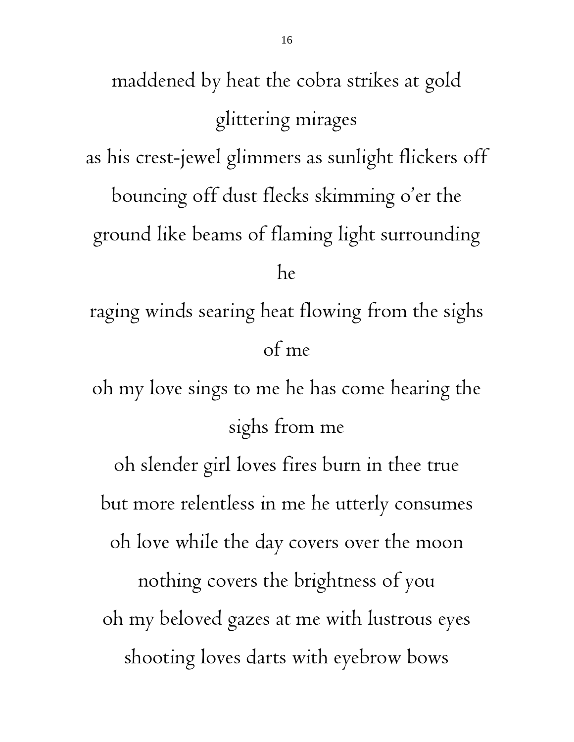maddened by heat the cobra strikes at gold
glittering mirages
as his crest-jewel glimmers as sunlight flickers off
bouncing off dust flecks skimming o'er the
ground like beams of flaming light surrounding
he
raging winds searing heat flowing from the sighs
of me
oh my love sings to me he has come hearing the
sighs from me
oh slender girl loves fires burn in thee true
but more relentless in me he utterly consumes
oh love while the day covers over the moon
nothing covers the brightness of you
oh my beloved gazes at me with lustrous eyes
shooting loves darts with eyebrow bows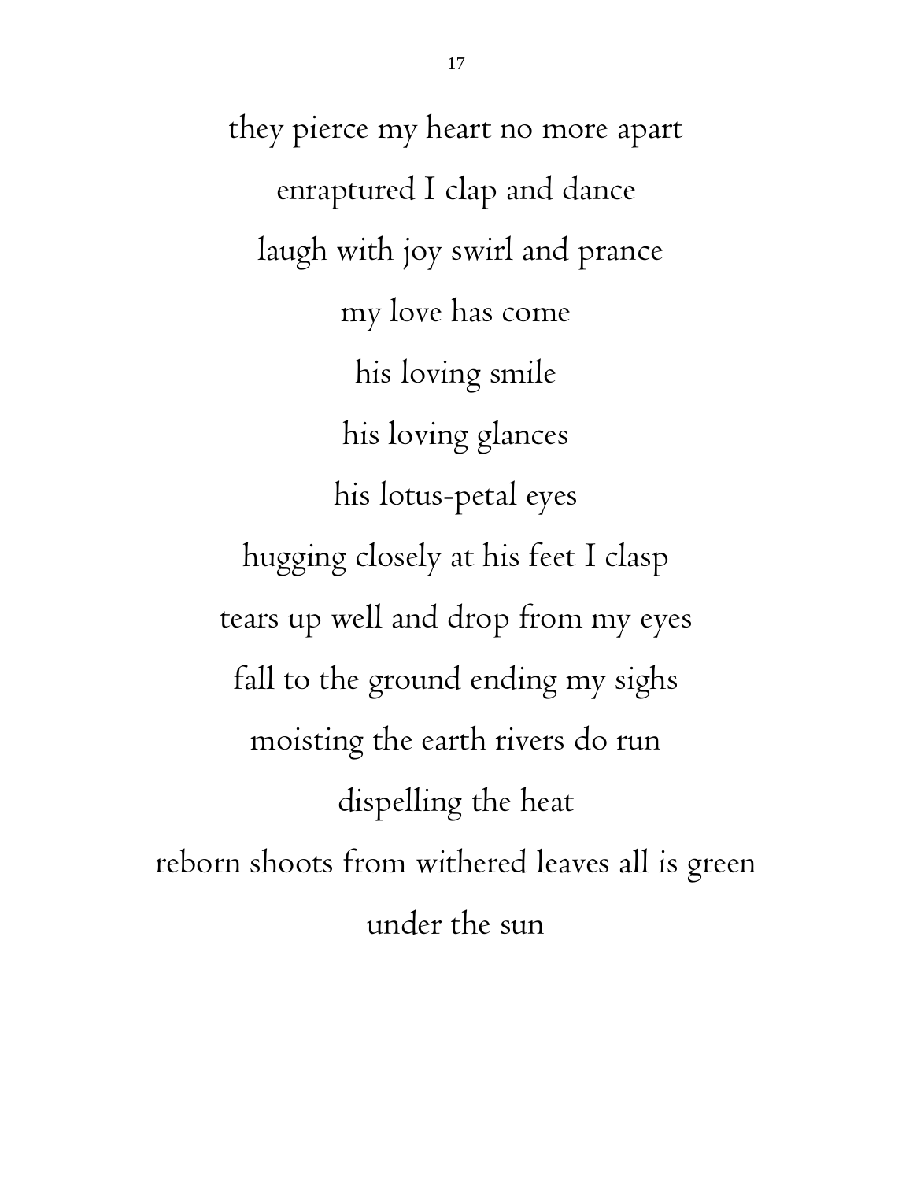they pierce my heart no more apart

enraptured I clap and dance

laugh with joy swirl and prance

my love has come

his loving smile

his loving glances

his lotus-petal eyes

hugging closely at his feet I clasp

tears up well and drop from my eyes

fall to the ground ending my sighs

moisting the earth rivers do run

dispelling the heat

reborn shoots from withered leaves all is green

under the sun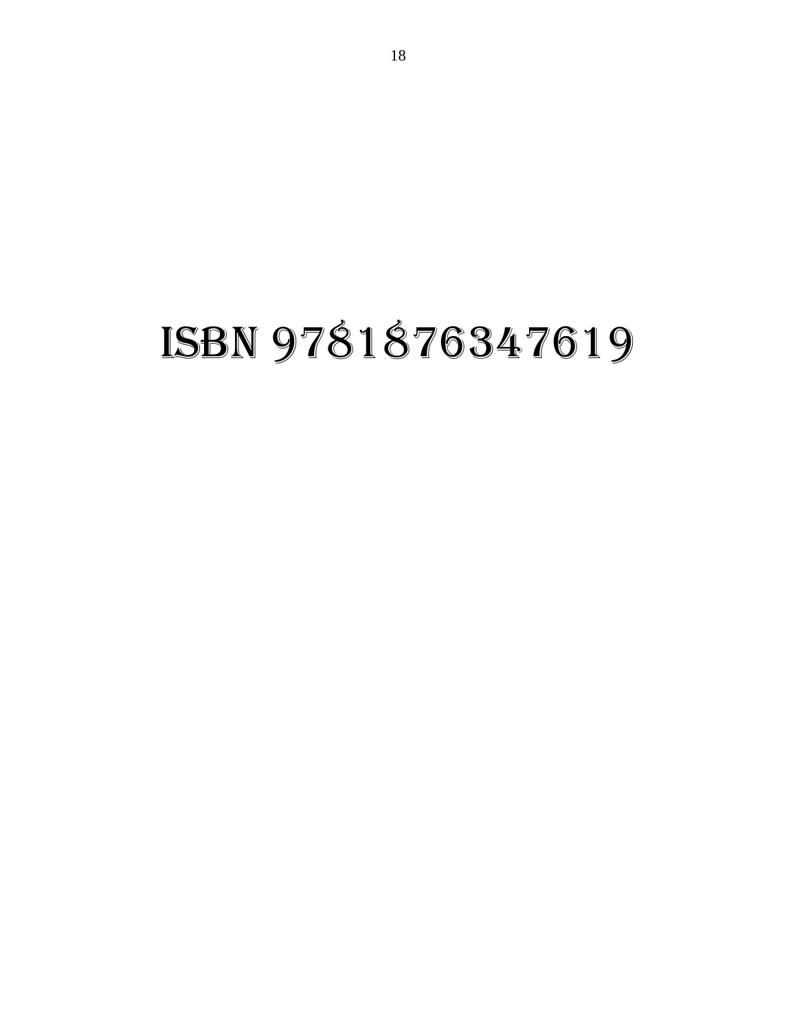# ISBN 9781876347619